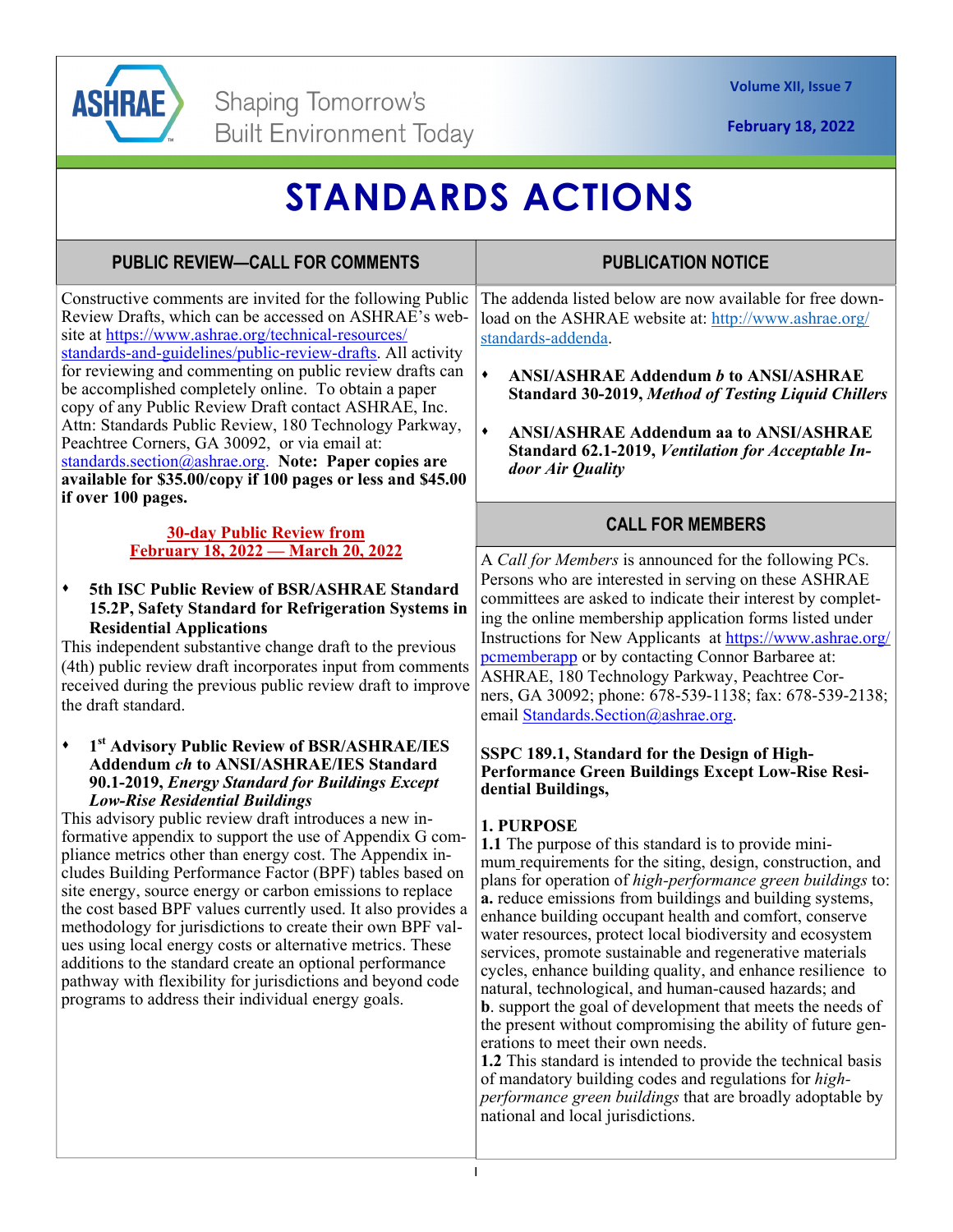ASHRAE

Shaping Tomorrow's Built Environment Today

# STANDARDS ACTIONS

## PUBLIC REVIEW—CALL FOR COMMENTS

Constructive comments are invited for the following Public Review Drafts, which can be accessed on ASHRAE's website at https://www.ashrae.org/technical-resources/standards-and-guidelines/public-review-drafts. All activity for reviewing and commenting on public review drafts can be accomplished completely online. To obtain a paper copy of any Public Review Draft contact ASHRAE, Inc. Attn: Standards Public Review, 180 Technology Parkway, Peachtree Corners, GA 30092, or via email at: standards.section@ashrae.org. **Note: Paper copies are available for $35.00/copy if 100 pages or less and $45.00 if over 100 pages.**

**30-day Public Review from February 18, 2022 — March 20, 2022**

- **5th ISC Public Review of BSR/ASHRAE Standard 15.2P, Safety Standard for Refrigeration Systems in Residential Applications**

This independent substantive change draft to the previous (4th) public review draft incorporates input from comments received during the previous public review draft to improve the draft standard.

- **1st Advisory Public Review of BSR/ASHRAE/IES Addendum *ch* to ANSI/ASHRAE/IES Standard 90.1-2019, *Energy Standard for Buildings Except Low-Rise Residential Buildings***

This advisory public review draft introduces a new informative appendix to support the use of Appendix G compliance metrics other than energy cost. The Appendix includes Building Performance Factor (BPF) tables based on site energy, source energy or carbon emissions to replace the cost based BPF values currently used. It also provides a methodology for jurisdictions to create their own BPF values using local energy costs or alternative metrics. These additions to the standard create an optional performance pathway with flexibility for jurisdictions and beyond code programs to address their individual energy goals.

## PUBLICATION NOTICE

The addenda listed below are now available for free download on the ASHRAE website at: http://www.ashrae.org/standards-addenda.

- **ANSI/ASHRAE Addendum *b* to ANSI/ASHRAE Standard 30-2019, *Method of Testing Liquid Chillers***
- **ANSI/ASHRAE Addendum aa to ANSI/ASHRAE Standard 62.1-2019, *Ventilation for Acceptable Indoor Air Quality***

## CALL FOR MEMBERS

A *Call for Members* is announced for the following PCs. Persons who are interested in serving on these ASHRAE committees are asked to indicate their interest by completing the online membership application forms listed under Instructions for New Applicants at https://www.ashrae.org/pcmemberapp or by contacting Connor Barbaree at: ASHRAE, 180 Technology Parkway, Peachtree Corners, GA 30092; phone: 678-539-1138; fax: 678-539-2138; email Standards.Section@ashrae.org.

**SSPC 189.1, Standard for the Design of High-Performance Green Buildings Except Low-Rise Residential Buildings,**

**1. PURPOSE**

**1.1** The purpose of this standard is to provide minimum requirements for the siting, design, construction, and plans for operation of *high-performance green buildings* to:
**a.** reduce emissions from buildings and building systems, enhance building occupant health and comfort, conserve water resources, protect local biodiversity and ecosystem services, promote sustainable and regenerative materials cycles, enhance building quality, and enhance resilience to natural, technological, and human-caused hazards; and
**b**. support the goal of development that meets the needs of the present without compromising the ability of future generations to meet their own needs.

**1.2** This standard is intended to provide the technical basis of mandatory building codes and regulations for *high-performance green buildings* that are broadly adoptable by national and local jurisdictions.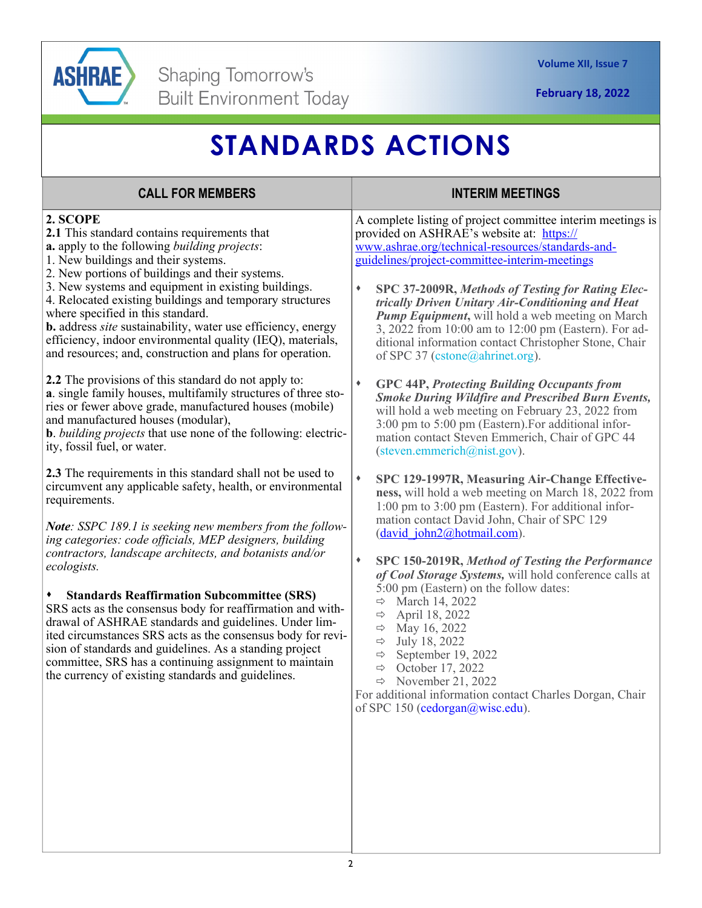# STANDARDS ACTIONS

## CALL FOR MEMBERS

**2. SCOPE**

**2.1** This standard contains requirements that

**a.** apply to the following *building projects*:

1. New buildings and their systems.
2. New portions of buildings and their systems.
3. New systems and equipment in existing buildings.
4. Relocated existing buildings and temporary structures where specified in this standard.

**b.** address *site* sustainability, water use efficiency, energy efficiency, indoor environmental quality (IEQ), materials, and resources; and, construction and plans for operation.

**2.2** The provisions of this standard do not apply to:

**a**. single family houses, multifamily structures of three stories or fewer above grade, manufactured houses (mobile) and manufactured houses (modular),

**b**. *building projects* that use none of the following: electricity, fossil fuel, or water.

**2.3** The requirements in this standard shall not be used to circumvent any applicable safety, health, or environmental requirements.

*Note: SSPC 189.1 is seeking new members from the following categories: code officials, MEP designers, building contractors, landscape architects, and botanists and/or ecologists.*

- **Standards Reaffirmation Subcommittee (SRS)**

SRS acts as the consensus body for reaffirmation and withdrawal of ASHRAE standards and guidelines. Under limited circumstances SRS acts as the consensus body for revision of standards and guidelines. As a standing project committee, SRS has a continuing assignment to maintain the currency of existing standards and guidelines.

## INTERIM MEETINGS

A complete listing of project committee interim meetings is provided on ASHRAE's website at: https://www.ashrae.org/technical-resources/standards-and-guidelines/project-committee-interim-meetings

- **SPC 37-2009R, *Methods of Testing for Rating Electrically Driven Unitary Air-Conditioning and Heat Pump Equipment*,** will hold a web meeting on March 3, 2022 from 10:00 am to 12:00 pm (Eastern). For additional information contact Christopher Stone, Chair of SPC 37 (cstone@ahrinet.org).

- **GPC 44P, *Protecting Building Occupants from Smoke During Wildfire and Prescribed Burn Events,*** will hold a web meeting on February 23, 2022 from 3:00 pm to 5:00 pm (Eastern).For additional information contact Steven Emmerich, Chair of GPC 44 (steven.emmerich@nist.gov).

- **SPC 129-1997R, Measuring Air-Change Effectiveness,** will hold a web meeting on March 18, 2022 from 1:00 pm to 3:00 pm (Eastern). For additional information contact David John, Chair of SPC 129 (david_john2@hotmail.com).

- **SPC 150-2019R, *Method of Testing the Performance of Cool Storage Systems,*** will hold conference calls at 5:00 pm (Eastern) on the follow dates:
  - March 14, 2022
  - April 18, 2022
  - May 16, 2022
  - July 18, 2022
  - September 19, 2022
  - October 17, 2022
  - November 21, 2022

For additional information contact Charles Dorgan, Chair of SPC 150 (cedorgan@wisc.edu).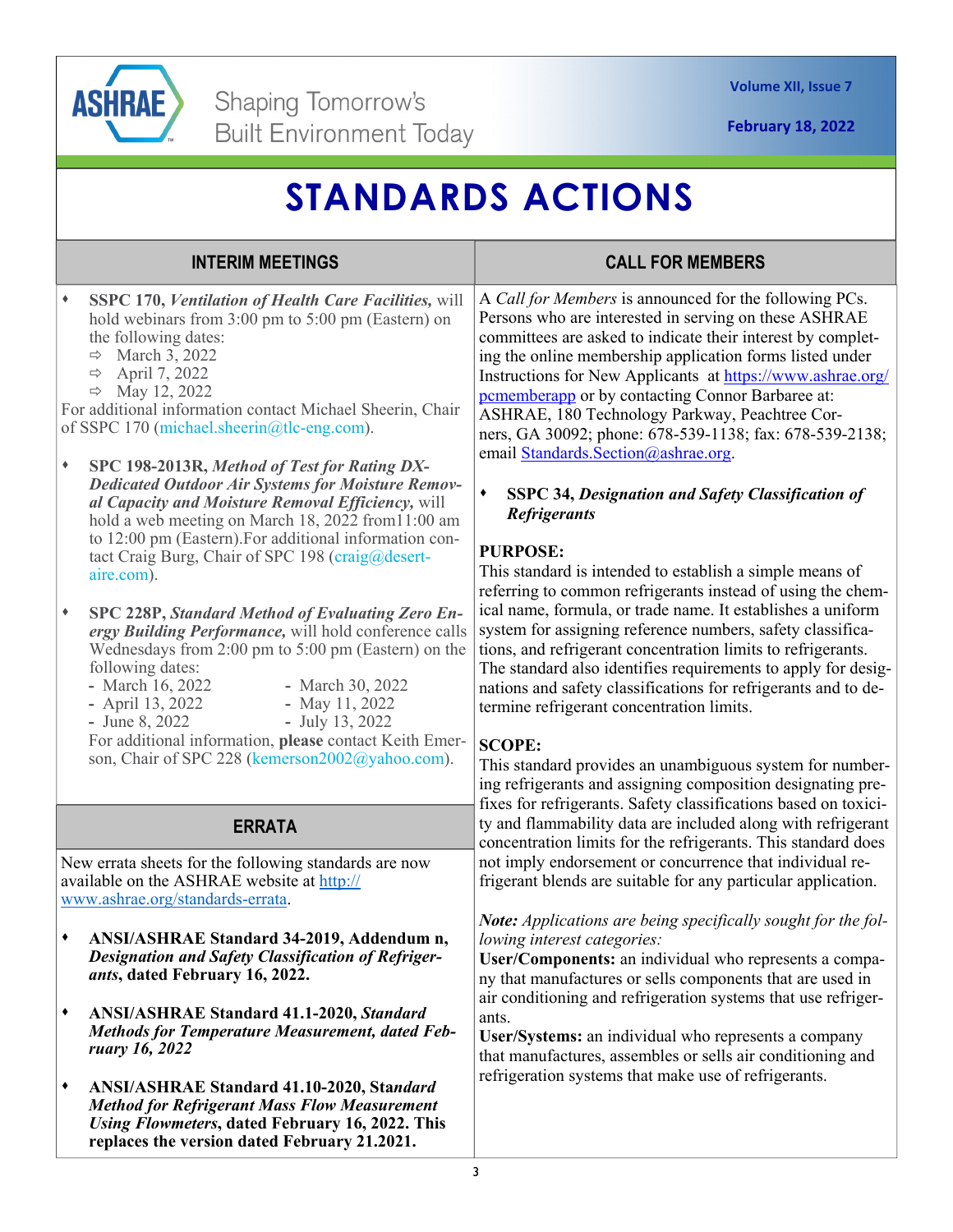# STANDARDS ACTIONS

## INTERIM MEETINGS

- **SSPC 170, *Ventilation of Health Care Facilities,*** will hold webinars from 3:00 pm to 5:00 pm (Eastern) on the following dates:
  - ⇨ March 3, 2022
  - ⇨ April 7, 2022
  - ⇨ May 12, 2022

For additional information contact Michael Sheerin, Chair of SSPC 170 (michael.sheerin@tlc-eng.com).

- **SPC 198-2013R, *Method of Test for Rating DX-Dedicated Outdoor Air Systems for Moisture Removal Capacity and Moisture Removal Efficiency,*** will hold a web meeting on March 18, 2022 from11:00 am to 12:00 pm (Eastern).For additional information contact Craig Burg, Chair of SPC 198 (craig@desert-aire.com).

- **SPC 228P, *Standard Method of Evaluating Zero Energy Building Performance,*** will hold conference calls Wednesdays from 2:00 pm to 5:00 pm (Eastern) on the following dates:
  - March 16, 2022
  - March 30, 2022
  - April 13, 2022
  - May 11, 2022
  - June 8, 2022
  - July 13, 2022

  For additional information, **please** contact Keith Emerson, Chair of SPC 228 (kemerson2002@yahoo.com).

## ERRATA

New errata sheets for the following standards are now available on the ASHRAE website at http://www.ashrae.org/standards-errata.

- **ANSI/ASHRAE Standard 34-2019, Addendum n, *Designation and Safety Classification of Refrigerants*, dated February 16, 2022.**

- **ANSI/ASHRAE Standard 41.1-2020, *Standard Methods for Temperature Measurement, dated February 16, 2022***

- **ANSI/ASHRAE Standard 41.10-2020, Sta*ndard Method for Refrigerant Mass Flow Measurement Using Flowmeters*, dated February 16, 2022. This replaces the version dated February 21.2021.**

## CALL FOR MEMBERS

A *Call for Members* is announced for the following PCs. Persons who are interested in serving on these ASHRAE committees are asked to indicate their interest by completing the online membership application forms listed under Instructions for New Applicants at https://www.ashrae.org/pcmemberapp or by contacting Connor Barbaree at: ASHRAE, 180 Technology Parkway, Peachtree Corners, GA 30092; phone: 678-539-1138; fax: 678-539-2138; email Standards.Section@ashrae.org.

- **SSPC 34, *Designation and Safety Classification of Refrigerants***

**PURPOSE:**
This standard is intended to establish a simple means of referring to common refrigerants instead of using the chemical name, formula, or trade name. It establishes a uniform system for assigning reference numbers, safety classifications, and refrigerant concentration limits to refrigerants. The standard also identifies requirements to apply for designations and safety classifications for refrigerants and to determine refrigerant concentration limits.

**SCOPE:**
This standard provides an unambiguous system for numbering refrigerants and assigning composition designating prefixes for refrigerants. Safety classifications based on toxicity and flammability data are included along with refrigerant concentration limits for the refrigerants. This standard does not imply endorsement or concurrence that individual refrigerant blends are suitable for any particular application.

***Note:** Applications are being specifically sought for the following interest categories:*
**User/Components:** an individual who represents a company that manufactures or sells components that are used in air conditioning and refrigeration systems that use refrigerants.
**User/Systems:** an individual who represents a company that manufactures, assembles or sells air conditioning and refrigeration systems that make use of refrigerants.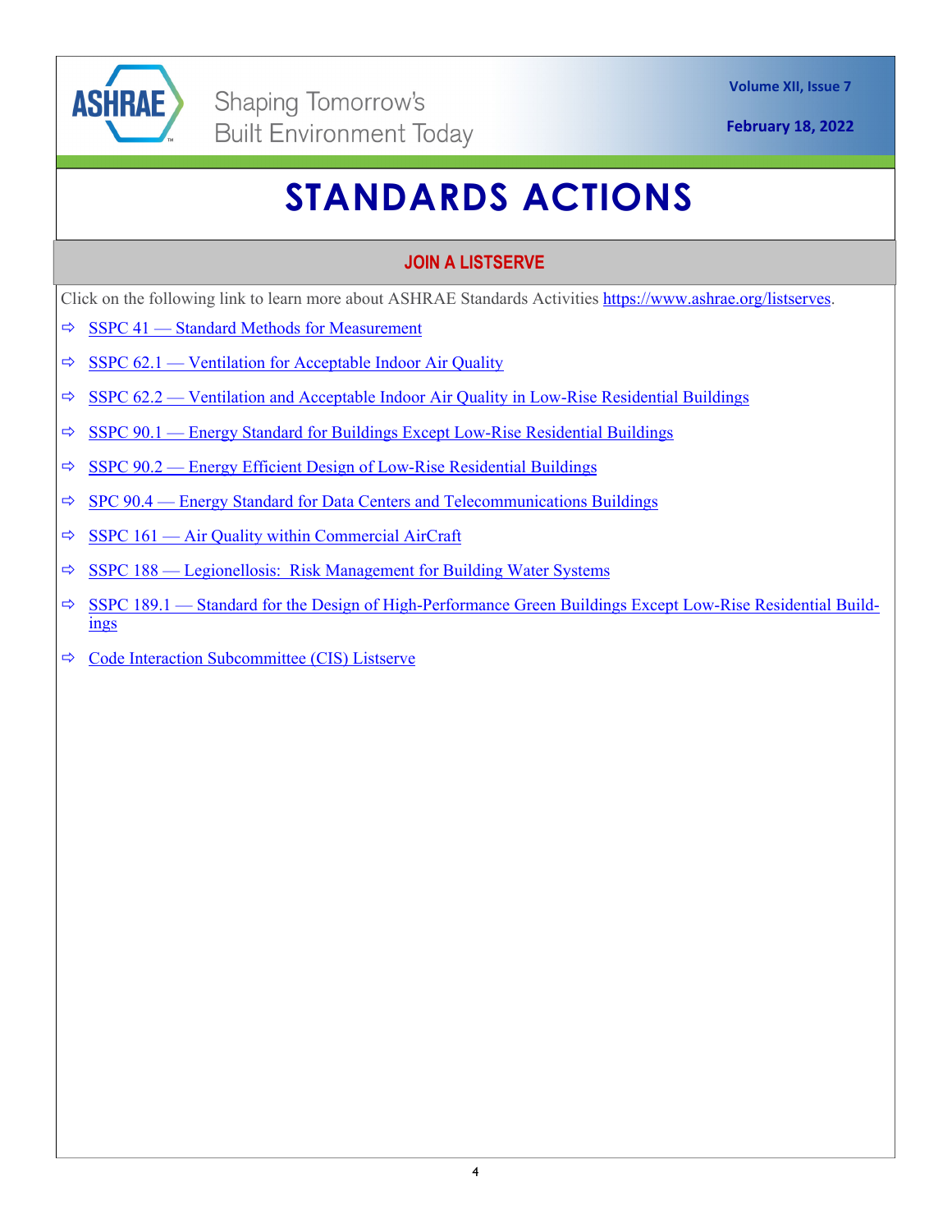# STANDARDS ACTIONS

## JOIN A LISTSERVE

Click on the following link to learn more about ASHRAE Standards Activities https://www.ashrae.org/listserves.

- SSPC 41 — Standard Methods for Measurement
- SSPC 62.1 — Ventilation for Acceptable Indoor Air Quality
- SSPC 62.2 — Ventilation and Acceptable Indoor Air Quality in Low-Rise Residential Buildings
- SSPC 90.1 — Energy Standard for Buildings Except Low-Rise Residential Buildings
- SSPC 90.2 — Energy Efficient Design of Low-Rise Residential Buildings
- SPC 90.4 — Energy Standard for Data Centers and Telecommunications Buildings
- SSPC 161 — Air Quality within Commercial AirCraft
- SSPC 188 — Legionellosis: Risk Management for Building Water Systems
- SSPC 189.1 — Standard for the Design of High-Performance Green Buildings Except Low-Rise Residential Buildings
- Code Interaction Subcommittee (CIS) Listserve